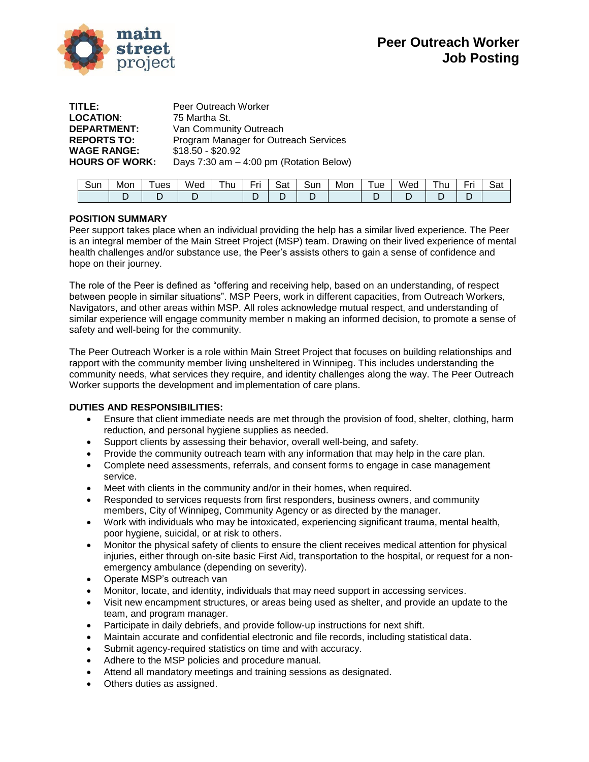# Peer Outreach Worker Job Posting

main street project

**TITLE:** Peer Outreach Worker
**LOCATION**: 75 Martha St.
**DEPARTMENT:** Van Community Outreach
**REPORTS TO:** Program Manager for Outreach Services
**WAGE RANGE:** $18.50 - $20.92
**HOURS OF WORK:** Days 7:30 am – 4:00 pm (Rotation Below)

| Sun | Mon | Tues | Wed | Thu | Fri | Sat | Sun | Mon | Tue | Wed | Thu | Fri | Sat |
|---|---|---|---|---|---|---|---|---|---|---|---|---|---|
| | D | D | D | | D | D | D | | D | D | D | D | |

**POSITION SUMMARY**

Peer support takes place when an individual providing the help has a similar lived experience. The Peer is an integral member of the Main Street Project (MSP) team. Drawing on their lived experience of mental health challenges and/or substance use, the Peer's assists others to gain a sense of confidence and hope on their journey.

The role of the Peer is defined as "offering and receiving help, based on an understanding, of respect between people in similar situations". MSP Peers, work in different capacities, from Outreach Workers, Navigators, and other areas within MSP. All roles acknowledge mutual respect, and understanding of similar experience will engage community member n making an informed decision, to promote a sense of safety and well-being for the community.

The Peer Outreach Worker is a role within Main Street Project that focuses on building relationships and rapport with the community member living unsheltered in Winnipeg. This includes understanding the community needs, what services they require, and identity challenges along the way. The Peer Outreach Worker supports the development and implementation of care plans.

**DUTIES AND RESPONSIBILITIES:**

- Ensure that client immediate needs are met through the provision of food, shelter, clothing, harm reduction, and personal hygiene supplies as needed.
- Support clients by assessing their behavior, overall well-being, and safety.
- Provide the community outreach team with any information that may help in the care plan.
- Complete need assessments, referrals, and consent forms to engage in case management service.
- Meet with clients in the community and/or in their homes, when required.
- Responded to services requests from first responders, business owners, and community members, City of Winnipeg, Community Agency or as directed by the manager.
- Work with individuals who may be intoxicated, experiencing significant trauma, mental health, poor hygiene, suicidal, or at risk to others.
- Monitor the physical safety of clients to ensure the client receives medical attention for physical injuries, either through on-site basic First Aid, transportation to the hospital, or request for a non-emergency ambulance (depending on severity).
- Operate MSP's outreach van
- Monitor, locate, and identity, individuals that may need support in accessing services.
- Visit new encampment structures, or areas being used as shelter, and provide an update to the team, and program manager.
- Participate in daily debriefs, and provide follow-up instructions for next shift.
- Maintain accurate and confidential electronic and file records, including statistical data.
- Submit agency-required statistics on time and with accuracy.
- Adhere to the MSP policies and procedure manual.
- Attend all mandatory meetings and training sessions as designated.
- Others duties as assigned.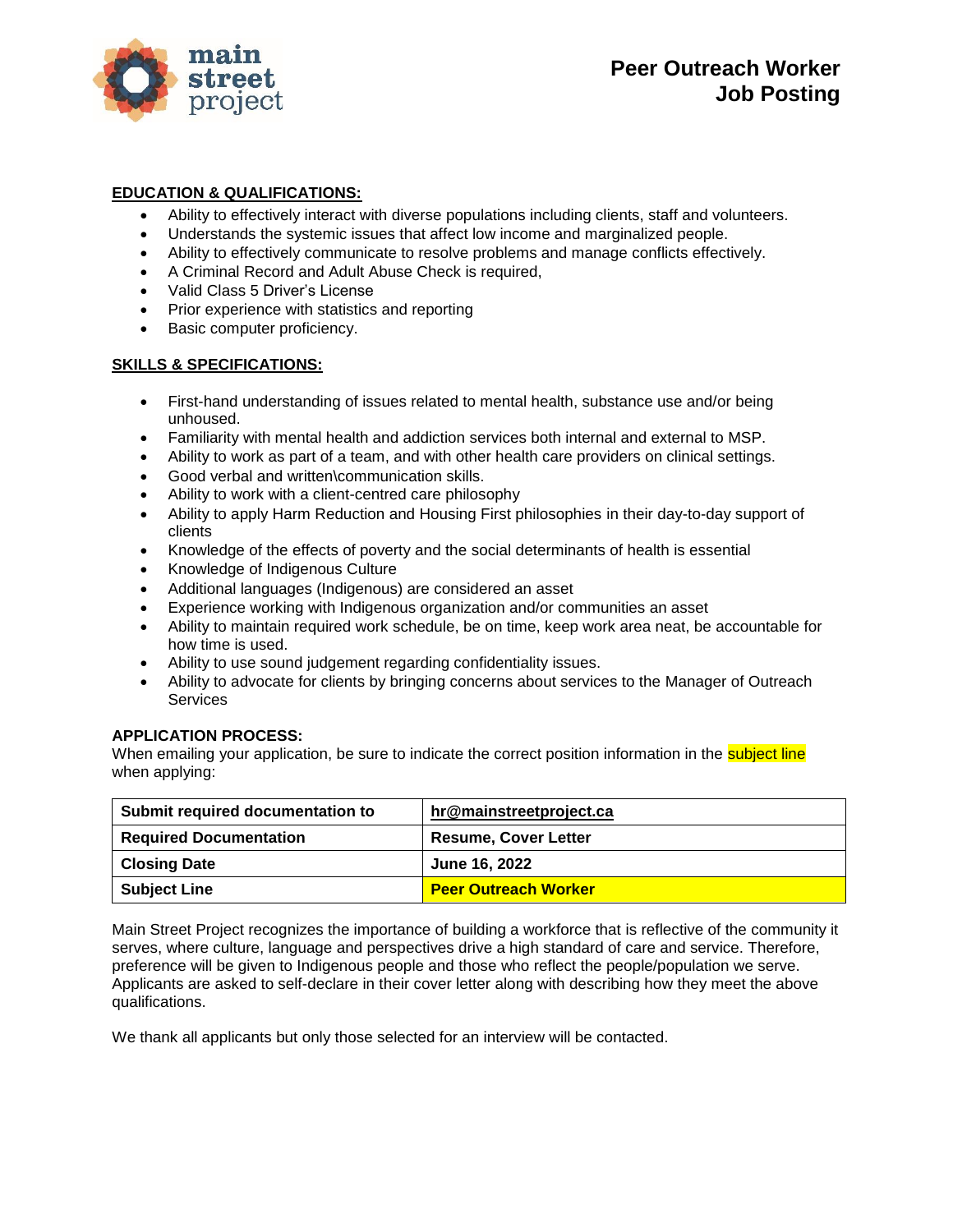# Peer Outreach Worker Job Posting

## EDUCATION & QUALIFICATIONS:

- Ability to effectively interact with diverse populations including clients, staff and volunteers.
- Understands the systemic issues that affect low income and marginalized people.
- Ability to effectively communicate to resolve problems and manage conflicts effectively.
- A Criminal Record and Adult Abuse Check is required,
- Valid Class 5 Driver's License
- Prior experience with statistics and reporting
- Basic computer proficiency.

## SKILLS & SPECIFICATIONS:

- First-hand understanding of issues related to mental health, substance use and/or being unhoused.
- Familiarity with mental health and addiction services both internal and external to MSP.
- Ability to work as part of a team, and with other health care providers on clinical settings.
- Good verbal and written\communication skills.
- Ability to work with a client-centred care philosophy
- Ability to apply Harm Reduction and Housing First philosophies in their day-to-day support of clients
- Knowledge of the effects of poverty and the social determinants of health is essential
- Knowledge of Indigenous Culture
- Additional languages (Indigenous) are considered an asset
- Experience working with Indigenous organization and/or communities an asset
- Ability to maintain required work schedule, be on time, keep work area neat, be accountable for how time is used.
- Ability to use sound judgement regarding confidentiality issues.
- Ability to advocate for clients by bringing concerns about services to the Manager of Outreach Services

**APPLICATION PROCESS:**
When emailing your application, be sure to indicate the correct position information in the subject line when applying:

| | |
|---|---|
| **Submit required documentation to** | **hr@mainstreetproject.ca** |
| **Required Documentation** | **Resume, Cover Letter** |
| **Closing Date** | **June 16, 2022** |
| **Subject Line** | **Peer Outreach Worker** |

Main Street Project recognizes the importance of building a workforce that is reflective of the community it serves, where culture, language and perspectives drive a high standard of care and service. Therefore, preference will be given to Indigenous people and those who reflect the people/population we serve. Applicants are asked to self-declare in their cover letter along with describing how they meet the above qualifications.

We thank all applicants but only those selected for an interview will be contacted.